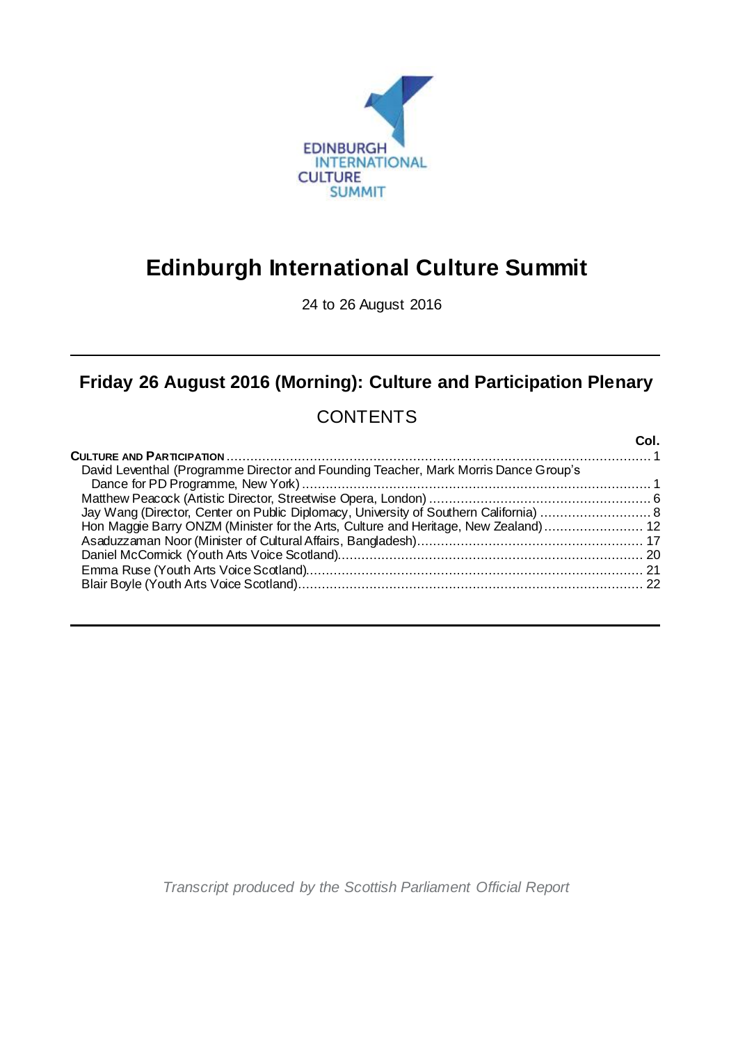EDINBURGH INTERNATIONAL CULTURE SUMMIT

# Edinburgh International Culture Summit

24 to 26 August 2016

## Friday 26 August 2016 (Morning): Culture and Participation Plenary

### CONTENTS

| | Col. |
|---|---|
| **CULTURE AND PARTICIPATION** | 1 |
| David Leventhal (Programme Director and Founding Teacher, Mark Morris Dance Group's Dance for PD Programme, New York) | 1 |
| Matthew Peacock (Artistic Director, Streetwise Opera, London) | 6 |
| Jay Wang (Director, Center on Public Diplomacy, University of Southern California) | 8 |
| Hon Maggie Barry ONZM (Minister for the Arts, Culture and Heritage, New Zealand) | 12 |
| Asaduzzaman Noor (Minister of Cultural Affairs, Bangladesh) | 17 |
| Daniel McCormick (Youth Arts Voice Scotland) | 20 |
| Emma Ruse (Youth Arts Voice Scotland) | 21 |
| Blair Boyle (Youth Arts Voice Scotland) | 22 |

*Transcript produced by the Scottish Parliament Official Report*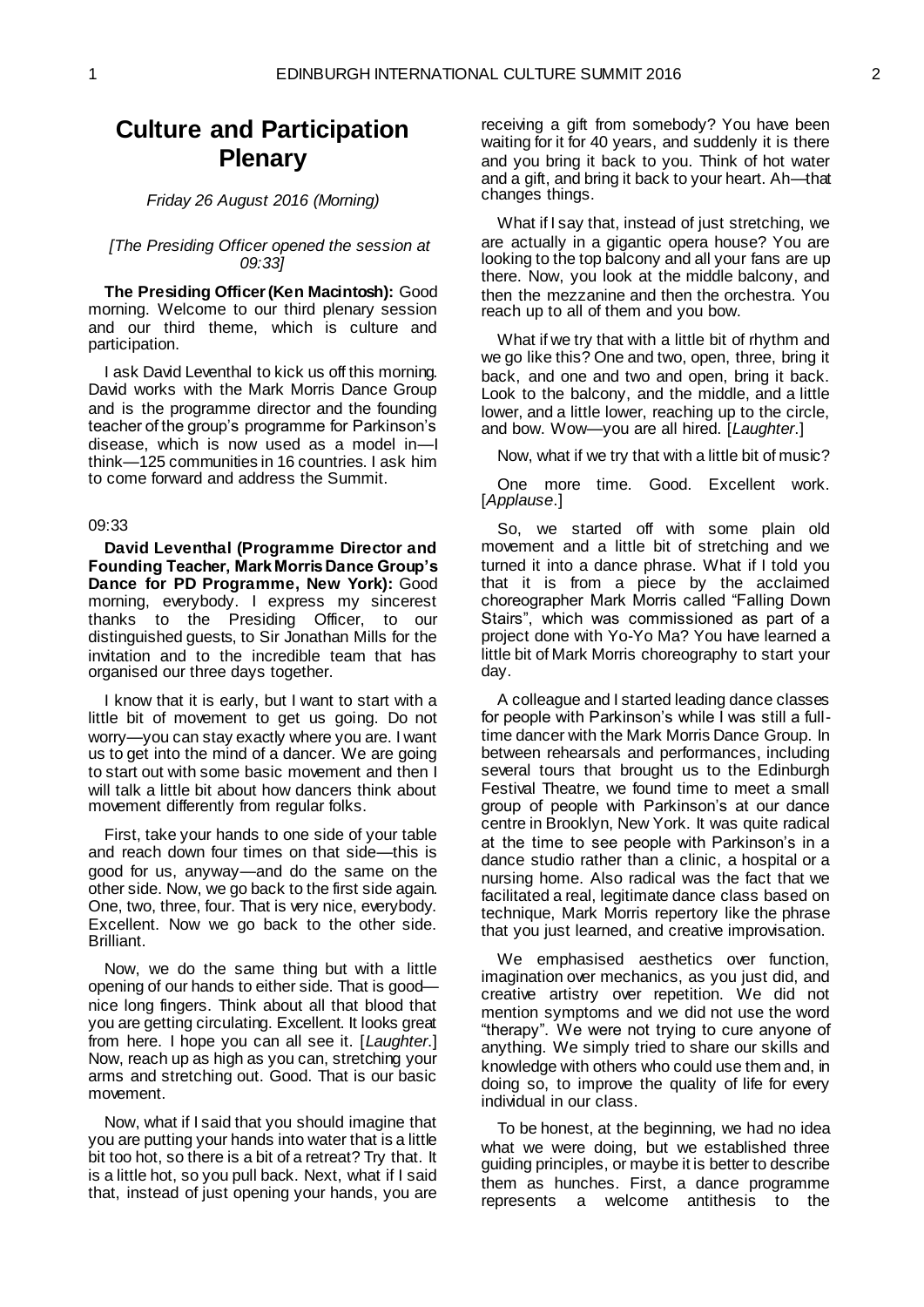# Culture and Participation Plenary

*Friday 26 August 2016 (Morning)*

*[The Presiding Officer opened the session at 09:33]*

**The Presiding Officer (Ken Macintosh):** Good morning. Welcome to our third plenary session and our third theme, which is culture and participation.

I ask David Leventhal to kick us off this morning. David works with the Mark Morris Dance Group and is the programme director and the founding teacher of the group's programme for Parkinson's disease, which is now used as a model in—I think—125 communities in 16 countries. I ask him to come forward and address the Summit.

09:33

**David Leventhal (Programme Director and Founding Teacher, Mark Morris Dance Group's Dance for PD Programme, New York):** Good morning, everybody. I express my sincerest thanks to the Presiding Officer, to our distinguished guests, to Sir Jonathan Mills for the invitation and to the incredible team that has organised our three days together.

I know that it is early, but I want to start with a little bit of movement to get us going. Do not worry—you can stay exactly where you are. I want us to get into the mind of a dancer. We are going to start out with some basic movement and then I will talk a little bit about how dancers think about movement differently from regular folks.

First, take your hands to one side of your table and reach down four times on that side—this is good for us, anyway—and do the same on the other side. Now, we go back to the first side again. One, two, three, four. That is very nice, everybody. Excellent. Now we go back to the other side. Brilliant.

Now, we do the same thing but with a little opening of our hands to either side. That is good—nice long fingers. Think about all that blood that you are getting circulating. Excellent. It looks great from here. I hope you can all see it. [*Laughter*.] Now, reach up as high as you can, stretching your arms and stretching out. Good. That is our basic movement.

Now, what if I said that you should imagine that you are putting your hands into water that is a little bit too hot, so there is a bit of a retreat? Try that. It is a little hot, so you pull back. Next, what if I said that, instead of just opening your hands, you are receiving a gift from somebody? You have been waiting for it for 40 years, and suddenly it is there and you bring it back to you. Think of hot water and a gift, and bring it back to your heart. Ah—that changes things.

What if I say that, instead of just stretching, we are actually in a gigantic opera house? You are looking to the top balcony and all your fans are up there. Now, you look at the middle balcony, and then the mezzanine and then the orchestra. You reach up to all of them and you bow.

What if we try that with a little bit of rhythm and we go like this? One and two, open, three, bring it back, and one and two and open, bring it back. Look to the balcony, and the middle, and a little lower, and a little lower, reaching up to the circle, and bow. Wow—you are all hired. [*Laughter*.]

Now, what if we try that with a little bit of music?

One more time. Good. Excellent work. [*Applause*.]

So, we started off with some plain old movement and a little bit of stretching and we turned it into a dance phrase. What if I told you that it is from a piece by the acclaimed choreographer Mark Morris called "Falling Down Stairs", which was commissioned as part of a project done with Yo-Yo Ma? You have learned a little bit of Mark Morris choreography to start your day.

A colleague and I started leading dance classes for people with Parkinson's while I was still a full-time dancer with the Mark Morris Dance Group. In between rehearsals and performances, including several tours that brought us to the Edinburgh Festival Theatre, we found time to meet a small group of people with Parkinson's at our dance centre in Brooklyn, New York. It was quite radical at the time to see people with Parkinson's in a dance studio rather than a clinic, a hospital or a nursing home. Also radical was the fact that we facilitated a real, legitimate dance class based on technique, Mark Morris repertory like the phrase that you just learned, and creative improvisation.

We emphasised aesthetics over function, imagination over mechanics, as you just did, and creative artistry over repetition. We did not mention symptoms and we did not use the word "therapy". We were not trying to cure anyone of anything. We simply tried to share our skills and knowledge with others who could use them and, in doing so, to improve the quality of life for every individual in our class.

To be honest, at the beginning, we had no idea what we were doing, but we established three guiding principles, or maybe it is better to describe them as hunches. First, a dance programme represents a welcome antithesis to the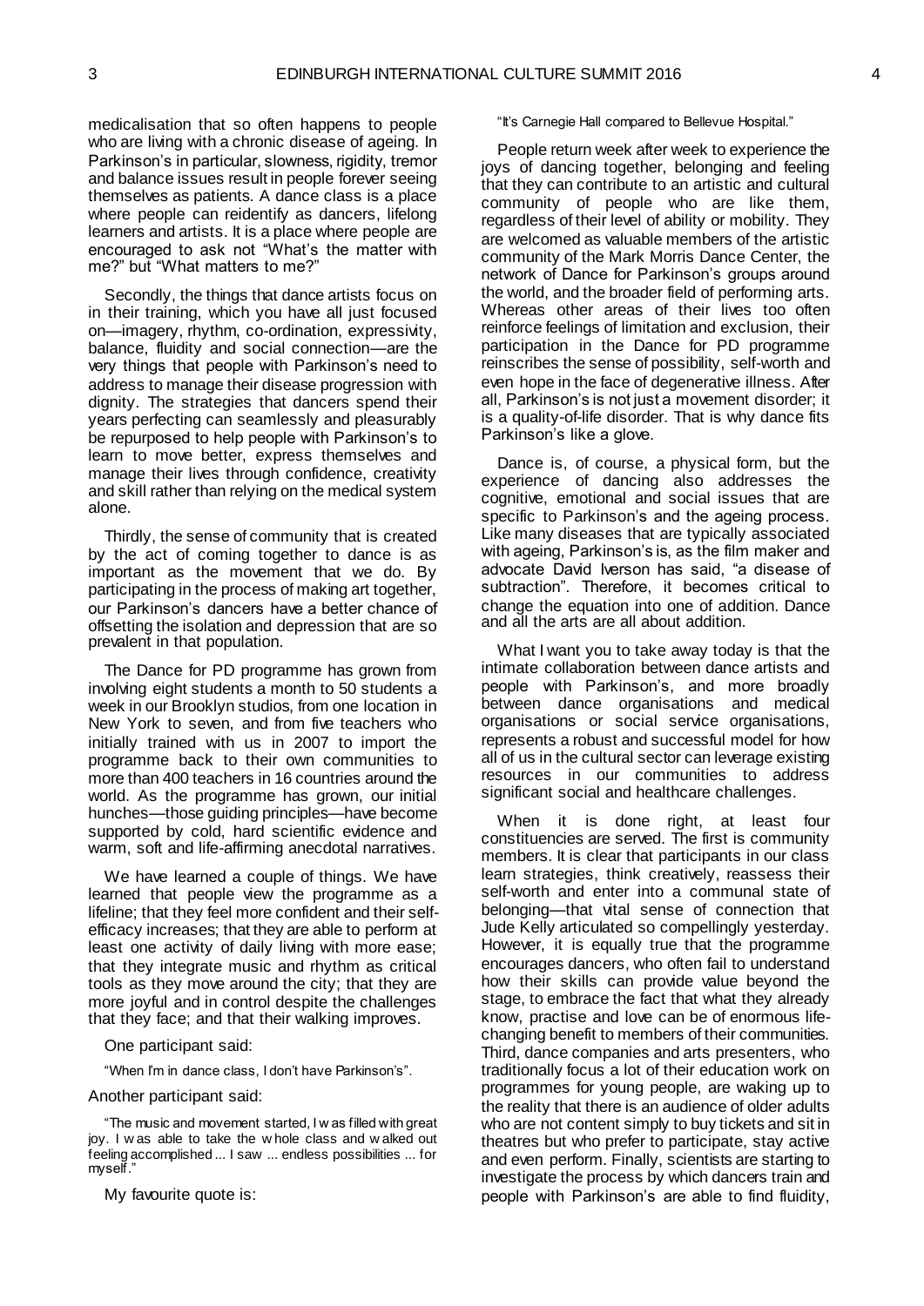medicalisation that so often happens to people who are living with a chronic disease of ageing. In Parkinson's in particular, slowness, rigidity, tremor and balance issues result in people forever seeing themselves as patients. A dance class is a place where people can reidentify as dancers, lifelong learners and artists. It is a place where people are encouraged to ask not "What's the matter with me?" but "What matters to me?"

Secondly, the things that dance artists focus on in their training, which you have all just focused on—imagery, rhythm, co-ordination, expressivity, balance, fluidity and social connection—are the very things that people with Parkinson's need to address to manage their disease progression with dignity. The strategies that dancers spend their years perfecting can seamlessly and pleasurably be repurposed to help people with Parkinson's to learn to move better, express themselves and manage their lives through confidence, creativity and skill rather than relying on the medical system alone.

Thirdly, the sense of community that is created by the act of coming together to dance is as important as the movement that we do. By participating in the process of making art together, our Parkinson's dancers have a better chance of offsetting the isolation and depression that are so prevalent in that population.

The Dance for PD programme has grown from involving eight students a month to 50 students a week in our Brooklyn studios, from one location in New York to seven, and from five teachers who initially trained with us in 2007 to import the programme back to their own communities to more than 400 teachers in 16 countries around the world. As the programme has grown, our initial hunches—those guiding principles—have become supported by cold, hard scientific evidence and warm, soft and life-affirming anecdotal narratives.

We have learned a couple of things. We have learned that people view the programme as a lifeline; that they feel more confident and their self-efficacy increases; that they are able to perform at least one activity of daily living with more ease; that they integrate music and rhythm as critical tools as they move around the city; that they are more joyful and in control despite the challenges that they face; and that their walking improves.

One participant said:

"When I'm in dance class, I don't have Parkinson's".

Another participant said:

"The music and movement started, I was filled with great joy. I was able to take the whole class and walked out feeling accomplished ... I saw ... endless possibilities ... for myself."

My favourite quote is:

"It's Carnegie Hall compared to Bellevue Hospital."

People return week after week to experience the joys of dancing together, belonging and feeling that they can contribute to an artistic and cultural community of people who are like them, regardless of their level of ability or mobility. They are welcomed as valuable members of the artistic community of the Mark Morris Dance Center, the network of Dance for Parkinson's groups around the world, and the broader field of performing arts. Whereas other areas of their lives too often reinforce feelings of limitation and exclusion, their participation in the Dance for PD programme reinscribes the sense of possibility, self-worth and even hope in the face of degenerative illness. After all, Parkinson's is not just a movement disorder; it is a quality-of-life disorder. That is why dance fits Parkinson's like a glove.

Dance is, of course, a physical form, but the experience of dancing also addresses the cognitive, emotional and social issues that are specific to Parkinson's and the ageing process. Like many diseases that are typically associated with ageing, Parkinson's is, as the film maker and advocate David Iverson has said, "a disease of subtraction". Therefore, it becomes critical to change the equation into one of addition. Dance and all the arts are all about addition.

What I want you to take away today is that the intimate collaboration between dance artists and people with Parkinson's, and more broadly between dance organisations and medical organisations or social service organisations, represents a robust and successful model for how all of us in the cultural sector can leverage existing resources in our communities to address significant social and healthcare challenges.

When it is done right, at least four constituencies are served. The first is community members. It is clear that participants in our class learn strategies, think creatively, reassess their self-worth and enter into a communal state of belonging—that vital sense of connection that Jude Kelly articulated so compellingly yesterday. However, it is equally true that the programme encourages dancers, who often fail to understand how their skills can provide value beyond the stage, to embrace the fact that what they already know, practise and love can be of enormous life-changing benefit to members of their communities. Third, dance companies and arts presenters, who traditionally focus a lot of their education work on programmes for young people, are waking up to the reality that there is an audience of older adults who are not content simply to buy tickets and sit in theatres but who prefer to participate, stay active and even perform. Finally, scientists are starting to investigate the process by which dancers train and people with Parkinson's are able to find fluidity,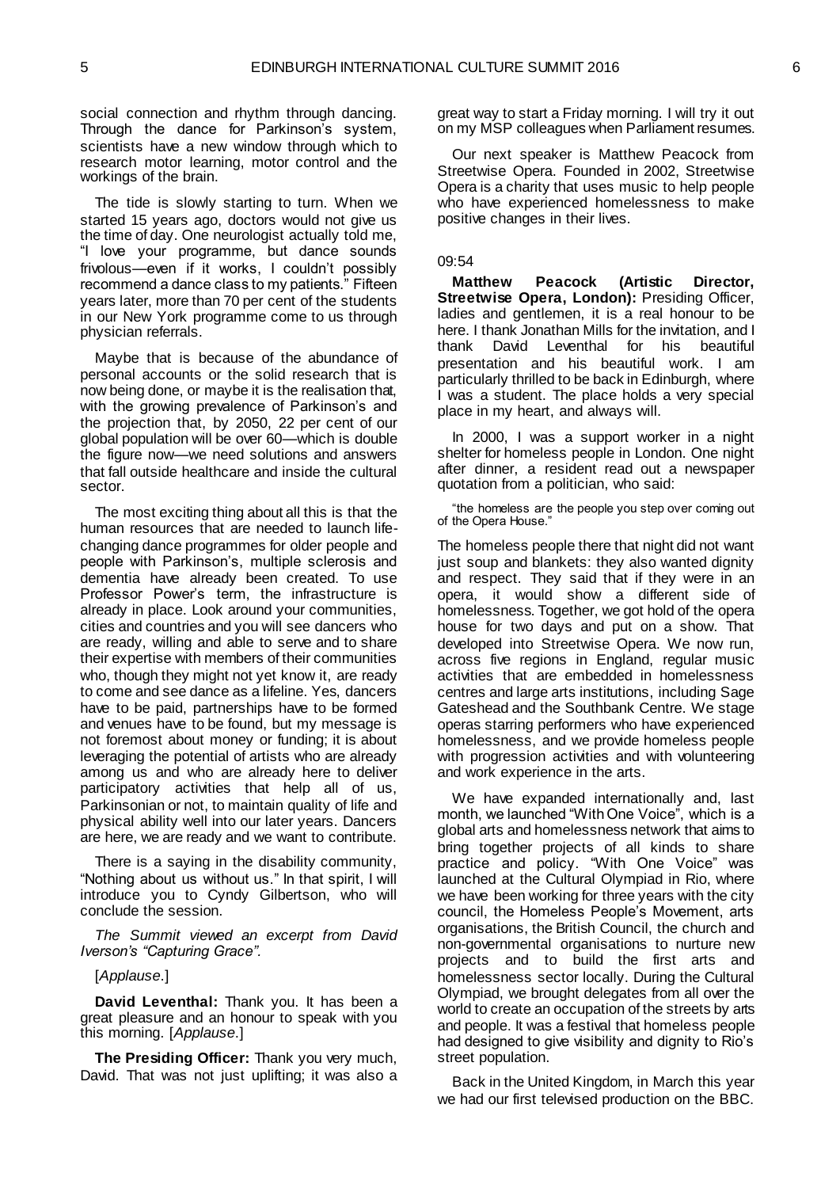social connection and rhythm through dancing. Through the dance for Parkinson's system, scientists have a new window through which to research motor learning, motor control and the workings of the brain.

The tide is slowly starting to turn. When we started 15 years ago, doctors would not give us the time of day. One neurologist actually told me, "I love your programme, but dance sounds frivolous—even if it works, I couldn't possibly recommend a dance class to my patients." Fifteen years later, more than 70 per cent of the students in our New York programme come to us through physician referrals.

Maybe that is because of the abundance of personal accounts or the solid research that is now being done, or maybe it is the realisation that, with the growing prevalence of Parkinson's and the projection that, by 2050, 22 per cent of our global population will be over 60—which is double the figure now—we need solutions and answers that fall outside healthcare and inside the cultural sector.

The most exciting thing about all this is that the human resources that are needed to launch life-changing dance programmes for older people and people with Parkinson's, multiple sclerosis and dementia have already been created. To use Professor Power's term, the infrastructure is already in place. Look around your communities, cities and countries and you will see dancers who are ready, willing and able to serve and to share their expertise with members of their communities who, though they might not yet know it, are ready to come and see dance as a lifeline. Yes, dancers have to be paid, partnerships have to be formed and venues have to be found, but my message is not foremost about money or funding; it is about leveraging the potential of artists who are already among us and who are already here to deliver participatory activities that help all of us, Parkinsonian or not, to maintain quality of life and physical ability well into our later years. Dancers are here, we are ready and we want to contribute.

There is a saying in the disability community, "Nothing about us without us." In that spirit, I will introduce you to Cyndy Gilbertson, who will conclude the session.

*The Summit viewed an excerpt from David Iverson's "Capturing Grace".*

[*Applause*.]

**David Leventhal:** Thank you. It has been a great pleasure and an honour to speak with you this morning. [*Applause*.]

**The Presiding Officer:** Thank you very much, David. That was not just uplifting; it was also a great way to start a Friday morning. I will try it out on my MSP colleagues when Parliament resumes.

Our next speaker is Matthew Peacock from Streetwise Opera. Founded in 2002, Streetwise Opera is a charity that uses music to help people who have experienced homelessness to make positive changes in their lives.

09:54

**Matthew Peacock (Artistic Director, Streetwise Opera, London):** Presiding Officer, ladies and gentlemen, it is a real honour to be here. I thank Jonathan Mills for the invitation, and I thank David Leventhal for his beautiful presentation and his beautiful work. I am particularly thrilled to be back in Edinburgh, where I was a student. The place holds a very special place in my heart, and always will.

In 2000, I was a support worker in a night shelter for homeless people in London. One night after dinner, a resident read out a newspaper quotation from a politician, who said:

> "the homeless are the people you step over coming out of the Opera House."

The homeless people there that night did not want just soup and blankets: they also wanted dignity and respect. They said that if they were in an opera, it would show a different side of homelessness. Together, we got hold of the opera house for two days and put on a show. That developed into Streetwise Opera. We now run, across five regions in England, regular music activities that are embedded in homelessness centres and large arts institutions, including Sage Gateshead and the Southbank Centre. We stage operas starring performers who have experienced homelessness, and we provide homeless people with progression activities and with volunteering and work experience in the arts.

We have expanded internationally and, last month, we launched "With One Voice", which is a global arts and homelessness network that aims to bring together projects of all kinds to share practice and policy. "With One Voice" was launched at the Cultural Olympiad in Rio, where we have been working for three years with the city council, the Homeless People's Movement, arts organisations, the British Council, the church and non-governmental organisations to nurture new projects and to build the first arts and homelessness sector locally. During the Cultural Olympiad, we brought delegates from all over the world to create an occupation of the streets by arts and people. It was a festival that homeless people had designed to give visibility and dignity to Rio's street population.

Back in the United Kingdom, in March this year we had our first televised production on the BBC.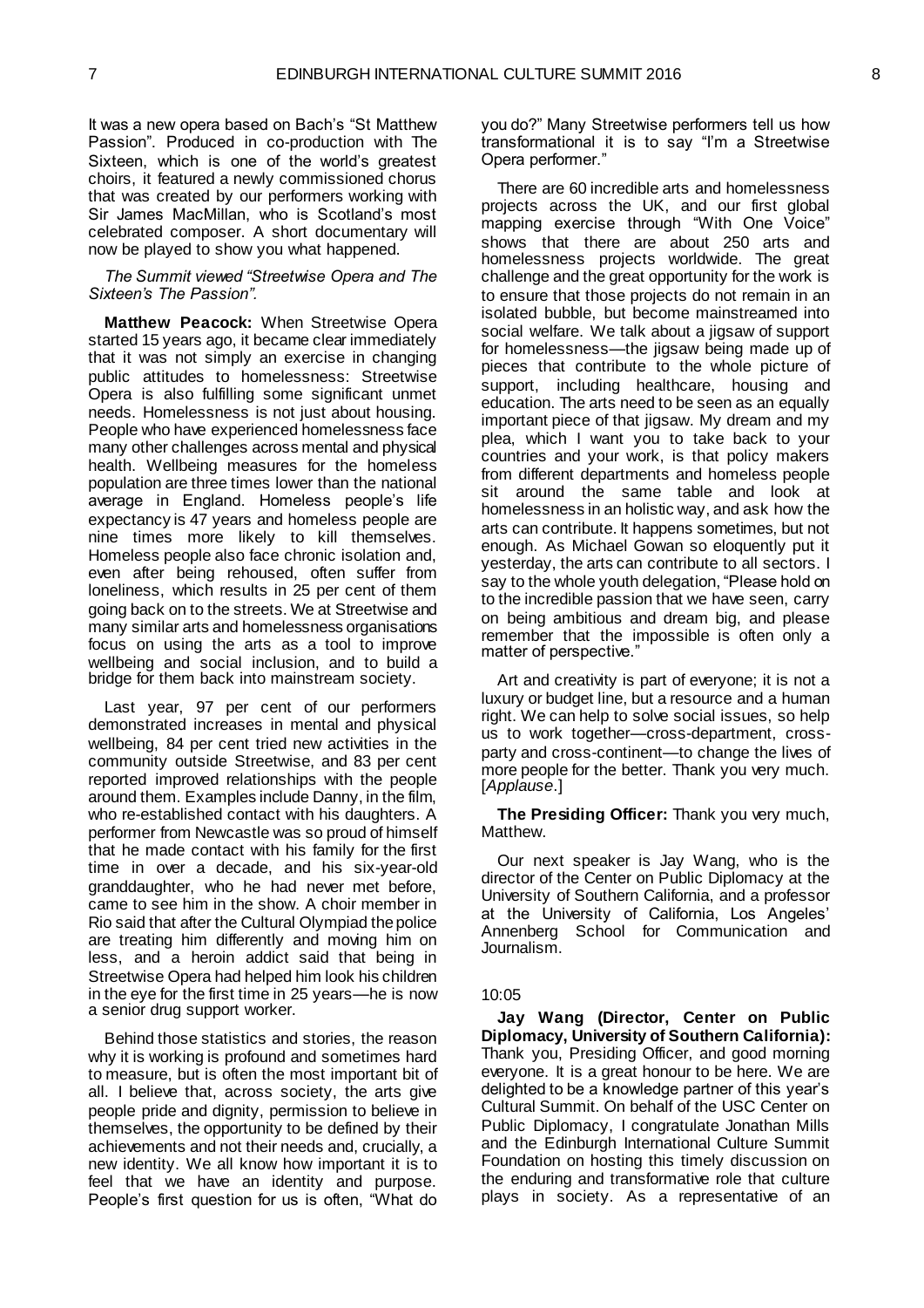It was a new opera based on Bach's "St Matthew Passion". Produced in co-production with The Sixteen, which is one of the world's greatest choirs, it featured a newly commissioned chorus that was created by our performers working with Sir James MacMillan, who is Scotland's most celebrated composer. A short documentary will now be played to show you what happened.

*The Summit viewed "Streetwise Opera and The Sixteen's The Passion".*

**Matthew Peacock:** When Streetwise Opera started 15 years ago, it became clear immediately that it was not simply an exercise in changing public attitudes to homelessness: Streetwise Opera is also fulfilling some significant unmet needs. Homelessness is not just about housing. People who have experienced homelessness face many other challenges across mental and physical health. Wellbeing measures for the homeless population are three times lower than the national average in England. Homeless people's life expectancy is 47 years and homeless people are nine times more likely to kill themselves. Homeless people also face chronic isolation and, even after being rehoused, often suffer from loneliness, which results in 25 per cent of them going back on to the streets. We at Streetwise and many similar arts and homelessness organisations focus on using the arts as a tool to improve wellbeing and social inclusion, and to build a bridge for them back into mainstream society.

Last year, 97 per cent of our performers demonstrated increases in mental and physical wellbeing, 84 per cent tried new activities in the community outside Streetwise, and 83 per cent reported improved relationships with the people around them. Examples include Danny, in the film, who re-established contact with his daughters. A performer from Newcastle was so proud of himself that he made contact with his family for the first time in over a decade, and his six-year-old granddaughter, who he had never met before, came to see him in the show. A choir member in Rio said that after the Cultural Olympiad the police are treating him differently and moving him on less, and a heroin addict said that being in Streetwise Opera had helped him look his children in the eye for the first time in 25 years—he is now a senior drug support worker.

Behind those statistics and stories, the reason why it is working is profound and sometimes hard to measure, but is often the most important bit of all. I believe that, across society, the arts give people pride and dignity, permission to believe in themselves, the opportunity to be defined by their achievements and not their needs and, crucially, a new identity. We all know how important it is to feel that we have an identity and purpose. People's first question for us is often, "What do you do?" Many Streetwise performers tell us how transformational it is to say "I'm a Streetwise Opera performer."

There are 60 incredible arts and homelessness projects across the UK, and our first global mapping exercise through "With One Voice" shows that there are about 250 arts and homelessness projects worldwide. The great challenge and the great opportunity for the work is to ensure that those projects do not remain in an isolated bubble, but become mainstreamed into social welfare. We talk about a jigsaw of support for homelessness—the jigsaw being made up of pieces that contribute to the whole picture of support, including healthcare, housing and education. The arts need to be seen as an equally important piece of that jigsaw. My dream and my plea, which I want you to take back to your countries and your work, is that policy makers from different departments and homeless people sit around the same table and look at homelessness in an holistic way, and ask how the arts can contribute. It happens sometimes, but not enough. As Michael Gowan so eloquently put it yesterday, the arts can contribute to all sectors. I say to the whole youth delegation, "Please hold on to the incredible passion that we have seen, carry on being ambitious and dream big, and please remember that the impossible is often only a matter of perspective."

Art and creativity is part of everyone; it is not a luxury or budget line, but a resource and a human right. We can help to solve social issues, so help us to work together—cross-department, cross-party and cross-continent—to change the lives of more people for the better. Thank you very much. [*Applause*.]

**The Presiding Officer:** Thank you very much, Matthew.

Our next speaker is Jay Wang, who is the director of the Center on Public Diplomacy at the University of Southern California, and a professor at the University of California, Los Angeles' Annenberg School for Communication and Journalism.

10:05

**Jay Wang (Director, Center on Public Diplomacy, University of Southern California):** Thank you, Presiding Officer, and good morning everyone. It is a great honour to be here. We are delighted to be a knowledge partner of this year's Cultural Summit. On behalf of the USC Center on Public Diplomacy, I congratulate Jonathan Mills and the Edinburgh International Culture Summit Foundation on hosting this timely discussion on the enduring and transformative role that culture plays in society. As a representative of an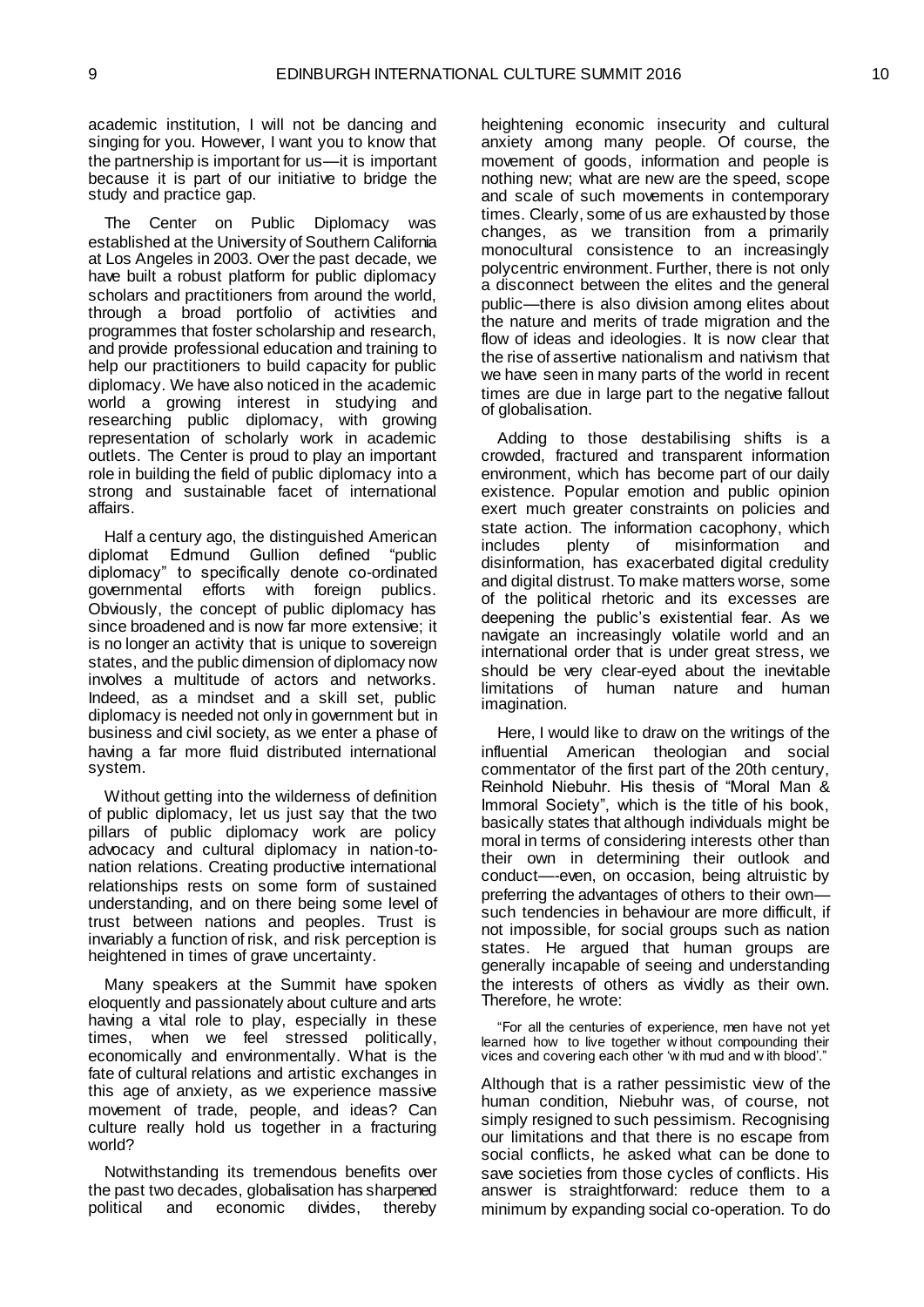academic institution, I will not be dancing and singing for you. However, I want you to know that the partnership is important for us—it is important because it is part of our initiative to bridge the study and practice gap.

The Center on Public Diplomacy was established at the University of Southern California at Los Angeles in 2003. Over the past decade, we have built a robust platform for public diplomacy scholars and practitioners from around the world, through a broad portfolio of activities and programmes that foster scholarship and research, and provide professional education and training to help our practitioners to build capacity for public diplomacy. We have also noticed in the academic world a growing interest in studying and researching public diplomacy, with growing representation of scholarly work in academic outlets. The Center is proud to play an important role in building the field of public diplomacy into a strong and sustainable facet of international affairs.

Half a century ago, the distinguished American diplomat Edmund Gullion defined "public diplomacy" to specifically denote co-ordinated governmental efforts with foreign publics. Obviously, the concept of public diplomacy has since broadened and is now far more extensive; it is no longer an activity that is unique to sovereign states, and the public dimension of diplomacy now involves a multitude of actors and networks. Indeed, as a mindset and a skill set, public diplomacy is needed not only in government but in business and civil society, as we enter a phase of having a far more fluid distributed international system.

Without getting into the wilderness of definition of public diplomacy, let us just say that the two pillars of public diplomacy work are policy advocacy and cultural diplomacy in nation-to-nation relations. Creating productive international relationships rests on some form of sustained understanding, and on there being some level of trust between nations and peoples. Trust is invariably a function of risk, and risk perception is heightened in times of grave uncertainty.

Many speakers at the Summit have spoken eloquently and passionately about culture and arts having a vital role to play, especially in these times, when we feel stressed politically, economically and environmentally. What is the fate of cultural relations and artistic exchanges in this age of anxiety, as we experience massive movement of trade, people, and ideas? Can culture really hold us together in a fracturing world?

Notwithstanding its tremendous benefits over the past two decades, globalisation has sharpened political and economic divides, thereby heightening economic insecurity and cultural anxiety among many people. Of course, the movement of goods, information and people is nothing new; what are new are the speed, scope and scale of such movements in contemporary times. Clearly, some of us are exhausted by those changes, as we transition from a primarily monocultural consistence to an increasingly polycentric environment. Further, there is not only a disconnect between the elites and the general public—there is also division among elites about the nature and merits of trade migration and the flow of ideas and ideologies. It is now clear that the rise of assertive nationalism and nativism that we have seen in many parts of the world in recent times are due in large part to the negative fallout of globalisation.

Adding to those destabilising shifts is a crowded, fractured and transparent information environment, which has become part of our daily existence. Popular emotion and public opinion exert much greater constraints on policies and state action. The information cacophony, which includes plenty of misinformation and disinformation, has exacerbated digital credulity and digital distrust. To make matters worse, some of the political rhetoric and its excesses are deepening the public's existential fear. As we navigate an increasingly volatile world and an international order that is under great stress, we should be very clear-eyed about the inevitable limitations of human nature and human imagination.

Here, I would like to draw on the writings of the influential American theologian and social commentator of the first part of the 20th century, Reinhold Niebuhr. His thesis of "Moral Man & Immoral Society", which is the title of his book, basically states that although individuals might be moral in terms of considering interests other than their own in determining their outlook and conduct—-even, on occasion, being altruistic by preferring the advantages of others to their own—such tendencies in behaviour are more difficult, if not impossible, for social groups such as nation states. He argued that human groups are generally incapable of seeing and understanding the interests of others as vividly as their own. Therefore, he wrote:

> "For all the centuries of experience, men have not yet learned how to live together without compounding their vices and covering each other 'with mud and with blood'."

Although that is a rather pessimistic view of the human condition, Niebuhr was, of course, not simply resigned to such pessimism. Recognising our limitations and that there is no escape from social conflicts, he asked what can be done to save societies from those cycles of conflicts. His answer is straightforward: reduce them to a minimum by expanding social co-operation. To do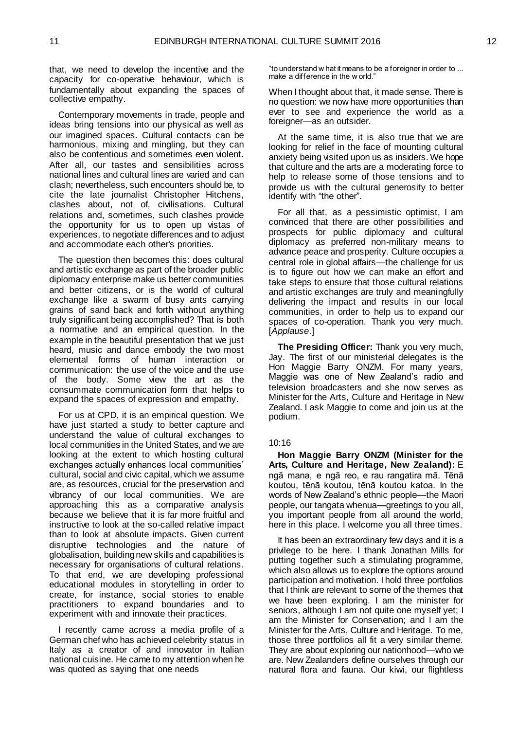that, we need to develop the incentive and the capacity for co-operative behaviour, which is fundamentally about expanding the spaces of collective empathy.

Contemporary movements in trade, people and ideas bring tensions into our physical as well as our imagined spaces. Cultural contacts can be harmonious, mixing and mingling, but they can also be contentious and sometimes even violent. After all, our tastes and sensibilities across national lines and cultural lines are varied and can clash; nevertheless, such encounters should be, to cite the late journalist Christopher Hitchens, clashes about, not of, civilisations. Cultural relations and, sometimes, such clashes provide the opportunity for us to open up vistas of experiences, to negotiate differences and to adjust and accommodate each other's priorities.

The question then becomes this: does cultural and artistic exchange as part of the broader public diplomacy enterprise make us better communities and better citizens, or is the world of cultural exchange like a swarm of busy ants carrying grains of sand back and forth without anything truly significant being accomplished? That is both a normative and an empirical question. In the example in the beautiful presentation that we just heard, music and dance embody the two most elemental forms of human interaction or communication: the use of the voice and the use of the body. Some view the art as the consummate communication form that helps to expand the spaces of expression and empathy.

For us at CPD, it is an empirical question. We have just started a study to better capture and understand the value of cultural exchanges to local communities in the United States, and we are looking at the extent to which hosting cultural exchanges actually enhances local communities' cultural, social and civic capital, which we assume are, as resources, crucial for the preservation and vibrancy of our local communities. We are approaching this as a comparative analysis because we believe that it is far more fruitful and instructive to look at the so-called relative impact than to look at absolute impacts. Given current disruptive technologies and the nature of globalisation, building new skills and capabilities is necessary for organisations of cultural relations. To that end, we are developing professional educational modules in storytelling in order to create, for instance, social stories to enable practitioners to expand boundaries and to experiment with and innovate their practices.

I recently came across a media profile of a German chef who has achieved celebrity status in Italy as a creator of and innovator in Italian national cuisine. He came to my attention when he was quoted as saying that one needs

"to understand what it means to be a foreigner in order to ... make a difference in the world."

When I thought about that, it made sense. There is no question: we now have more opportunities than ever to see and experience the world as a foreigner—as an outsider.

At the same time, it is also true that we are looking for relief in the face of mounting cultural anxiety being visited upon us as insiders. We hope that culture and the arts are a moderating force to help to release some of those tensions and to provide us with the cultural generosity to better identify with "the other".

For all that, as a pessimistic optimist, I am convinced that there are other possibilities and prospects for public diplomacy and cultural diplomacy as preferred non-military means to advance peace and prosperity. Culture occupies a central role in global affairs—the challenge for us is to figure out how we can make an effort and take steps to ensure that those cultural relations and artistic exchanges are truly and meaningfully delivering the impact and results in our local communities, in order to help us to expand our spaces of co-operation. Thank you very much. [*Applause*.]

**The Presiding Officer:** Thank you very much, Jay. The first of our ministerial delegates is the Hon Maggie Barry ONZM. For many years, Maggie was one of New Zealand's radio and television broadcasters and she now serves as Minister for the Arts, Culture and Heritage in New Zealand. I ask Maggie to come and join us at the podium.

10:16

**Hon Maggie Barry ONZM (Minister for the Arts, Culture and Heritage, New Zealand):** E ngā mana, e ngā reo, e rau rangatira mā. Tēnā koutou, tēnā koutou, tēnā koutou katoa. In the words of New Zealand's ethnic people—the Maori people, our tangata whenua—greetings to you all, you important people from all around the world, here in this place. I welcome you all three times.

It has been an extraordinary few days and it is a privilege to be here. I thank Jonathan Mills for putting together such a stimulating programme, which also allows us to explore the options around participation and motivation. I hold three portfolios that I think are relevant to some of the themes that we have been exploring. I am the minister for seniors, although I am not quite one myself yet; I am the Minister for Conservation; and I am the Minister for the Arts, Culture and Heritage. To me, those three portfolios all fit a very similar theme. They are about exploring our nationhood—who we are. New Zealanders define ourselves through our natural flora and fauna. Our kiwi, our flightless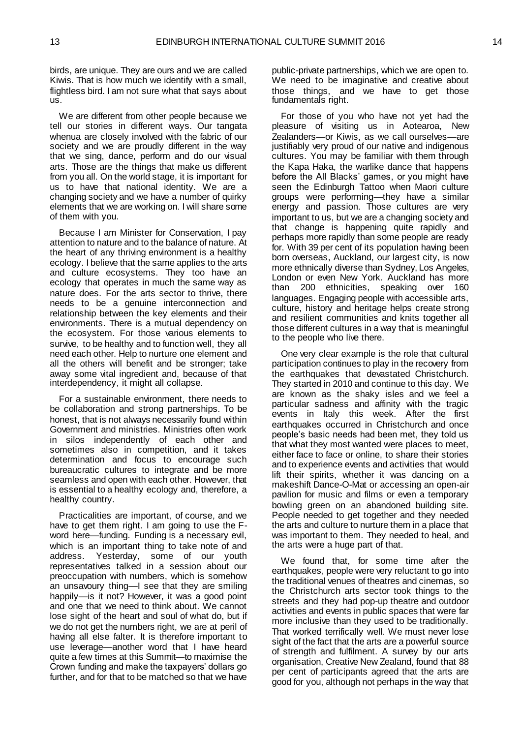birds, are unique. They are ours and we are called Kiwis. That is how much we identify with a small, flightless bird. I am not sure what that says about us.

We are different from other people because we tell our stories in different ways. Our tangata whenua are closely involved with the fabric of our society and we are proudly different in the way that we sing, dance, perform and do our visual arts. Those are the things that make us different from you all. On the world stage, it is important for us to have that national identity. We are a changing society and we have a number of quirky elements that we are working on. I will share some of them with you.

Because I am Minister for Conservation, I pay attention to nature and to the balance of nature. At the heart of any thriving environment is a healthy ecology. I believe that the same applies to the arts and culture ecosystems. They too have an ecology that operates in much the same way as nature does. For the arts sector to thrive, there needs to be a genuine interconnection and relationship between the key elements and their environments. There is a mutual dependency on the ecosystem. For those various elements to survive, to be healthy and to function well, they all need each other. Help to nurture one element and all the others will benefit and be stronger; take away some vital ingredient and, because of that interdependency, it might all collapse.

For a sustainable environment, there needs to be collaboration and strong partnerships. To be honest, that is not always necessarily found within Government and ministries. Ministries often work in silos independently of each other and sometimes also in competition, and it takes determination and focus to encourage such bureaucratic cultures to integrate and be more seamless and open with each other. However, that is essential to a healthy ecology and, therefore, a healthy country.

Practicalities are important, of course, and we have to get them right. I am going to use the F-word here—funding. Funding is a necessary evil, which is an important thing to take note of and address. Yesterday, some of our youth representatives talked in a session about our preoccupation with numbers, which is somehow an unsavoury thing—I see that they are smiling happily—is it not? However, it was a good point and one that we need to think about. We cannot lose sight of the heart and soul of what do, but if we do not get the numbers right, we are at peril of having all else falter. It is therefore important to use leverage—another word that I have heard quite a few times at this Summit—to maximise the Crown funding and make the taxpayers' dollars go further, and for that to be matched so that we have public-private partnerships, which we are open to. We need to be imaginative and creative about those things, and we have to get those fundamentals right.

For those of you who have not yet had the pleasure of visiting us in Aotearoa, New Zealanders—or Kiwis, as we call ourselves—are justifiably very proud of our native and indigenous cultures. You may be familiar with them through the Kapa Haka, the warlike dance that happens before the All Blacks' games, or you might have seen the Edinburgh Tattoo when Maori culture groups were performing—they have a similar energy and passion. Those cultures are very important to us, but we are a changing society and that change is happening quite rapidly and perhaps more rapidly than some people are ready for. With 39 per cent of its population having been born overseas, Auckland, our largest city, is now more ethnically diverse than Sydney, Los Angeles, London or even New York. Auckland has more than 200 ethnicities, speaking over 160 languages. Engaging people with accessible arts, culture, history and heritage helps create strong and resilient communities and knits together all those different cultures in a way that is meaningful to the people who live there.

One very clear example is the role that cultural participation continues to play in the recovery from the earthquakes that devastated Christchurch. They started in 2010 and continue to this day. We are known as the shaky isles and we feel a particular sadness and affinity with the tragic events in Italy this week. After the first earthquakes occurred in Christchurch and once people's basic needs had been met, they told us that what they most wanted were places to meet, either face to face or online, to share their stories and to experience events and activities that would lift their spirits, whether it was dancing on a makeshift Dance-O-Mat or accessing an open-air pavilion for music and films or even a temporary bowling green on an abandoned building site. People needed to get together and they needed the arts and culture to nurture them in a place that was important to them. They needed to heal, and the arts were a huge part of that.

We found that, for some time after the earthquakes, people were very reluctant to go into the traditional venues of theatres and cinemas, so the Christchurch arts sector took things to the streets and they had pop-up theatre and outdoor activities and events in public spaces that were far more inclusive than they used to be traditionally. That worked terrifically well. We must never lose sight of the fact that the arts are a powerful source of strength and fulfilment. A survey by our arts organisation, Creative New Zealand, found that 88 per cent of participants agreed that the arts are good for you, although not perhaps in the way that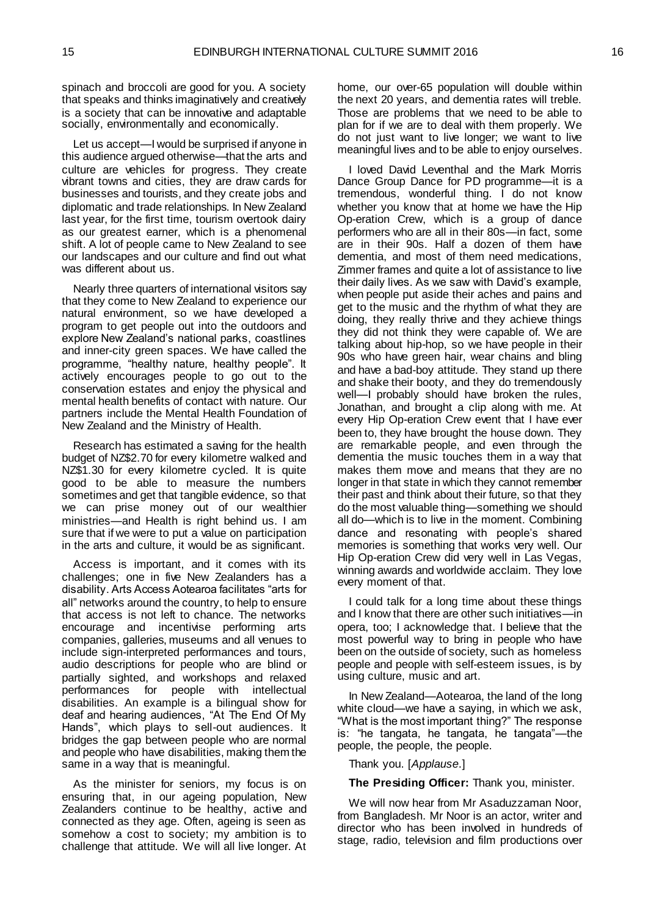spinach and broccoli are good for you. A society that speaks and thinks imaginatively and creatively is a society that can be innovative and adaptable socially, environmentally and economically.

Let us accept—I would be surprised if anyone in this audience argued otherwise—that the arts and culture are vehicles for progress. They create vibrant towns and cities, they are draw cards for businesses and tourists, and they create jobs and diplomatic and trade relationships. In New Zealand last year, for the first time, tourism overtook dairy as our greatest earner, which is a phenomenal shift. A lot of people came to New Zealand to see our landscapes and our culture and find out what was different about us.

Nearly three quarters of international visitors say that they come to New Zealand to experience our natural environment, so we have developed a program to get people out into the outdoors and explore New Zealand's national parks, coastlines and inner-city green spaces. We have called the programme, "healthy nature, healthy people". It actively encourages people to go out to the conservation estates and enjoy the physical and mental health benefits of contact with nature. Our partners include the Mental Health Foundation of New Zealand and the Ministry of Health.

Research has estimated a saving for the health budget of NZ$2.70 for every kilometre walked and NZ$1.30 for every kilometre cycled. It is quite good to be able to measure the numbers sometimes and get that tangible evidence, so that we can prise money out of our wealthier ministries—and Health is right behind us. I am sure that if we were to put a value on participation in the arts and culture, it would be as significant.

Access is important, and it comes with its challenges; one in five New Zealanders has a disability. Arts Access Aotearoa facilitates "arts for all" networks around the country, to help to ensure that access is not left to chance. The networks encourage and incentivise performing arts companies, galleries, museums and all venues to include sign-interpreted performances and tours, audio descriptions for people who are blind or partially sighted, and workshops and relaxed performances for people with intellectual disabilities. An example is a bilingual show for deaf and hearing audiences, "At The End Of My Hands", which plays to sell-out audiences. It bridges the gap between people who are normal and people who have disabilities, making them the same in a way that is meaningful.

As the minister for seniors, my focus is on ensuring that, in our ageing population, New Zealanders continue to be healthy, active and connected as they age. Often, ageing is seen as somehow a cost to society; my ambition is to challenge that attitude. We will all live longer. At home, our over-65 population will double within the next 20 years, and dementia rates will treble. Those are problems that we need to be able to plan for if we are to deal with them properly. We do not just want to live longer; we want to live meaningful lives and to be able to enjoy ourselves.

I loved David Leventhal and the Mark Morris Dance Group Dance for PD programme—it is a tremendous, wonderful thing. I do not know whether you know that at home we have the Hip Op-eration Crew, which is a group of dance performers who are all in their 80s—in fact, some are in their 90s. Half a dozen of them have dementia, and most of them need medications, Zimmer frames and quite a lot of assistance to live their daily lives. As we saw with David's example, when people put aside their aches and pains and get to the music and the rhythm of what they are doing, they really thrive and they achieve things they did not think they were capable of. We are talking about hip-hop, so we have people in their 90s who have green hair, wear chains and bling and have a bad-boy attitude. They stand up there and shake their booty, and they do tremendously well—I probably should have broken the rules, Jonathan, and brought a clip along with me. At every Hip Op-eration Crew event that I have ever been to, they have brought the house down. They are remarkable people, and even through the dementia the music touches them in a way that makes them move and means that they are no longer in that state in which they cannot remember their past and think about their future, so that they do the most valuable thing—something we should all do—which is to live in the moment. Combining dance and resonating with people's shared memories is something that works very well. Our Hip Op-eration Crew did very well in Las Vegas, winning awards and worldwide acclaim. They love every moment of that.

I could talk for a long time about these things and I know that there are other such initiatives—in opera, too; I acknowledge that. I believe that the most powerful way to bring in people who have been on the outside of society, such as homeless people and people with self-esteem issues, is by using culture, music and art.

In New Zealand—Aotearoa, the land of the long white cloud—we have a saying, in which we ask, "What is the most important thing?" The response is: "he tangata, he tangata, he tangata"—the people, the people, the people.

Thank you. [*Applause*.]

**The Presiding Officer:** Thank you, minister.

We will now hear from Mr Asaduzzaman Noor, from Bangladesh. Mr Noor is an actor, writer and director who has been involved in hundreds of stage, radio, television and film productions over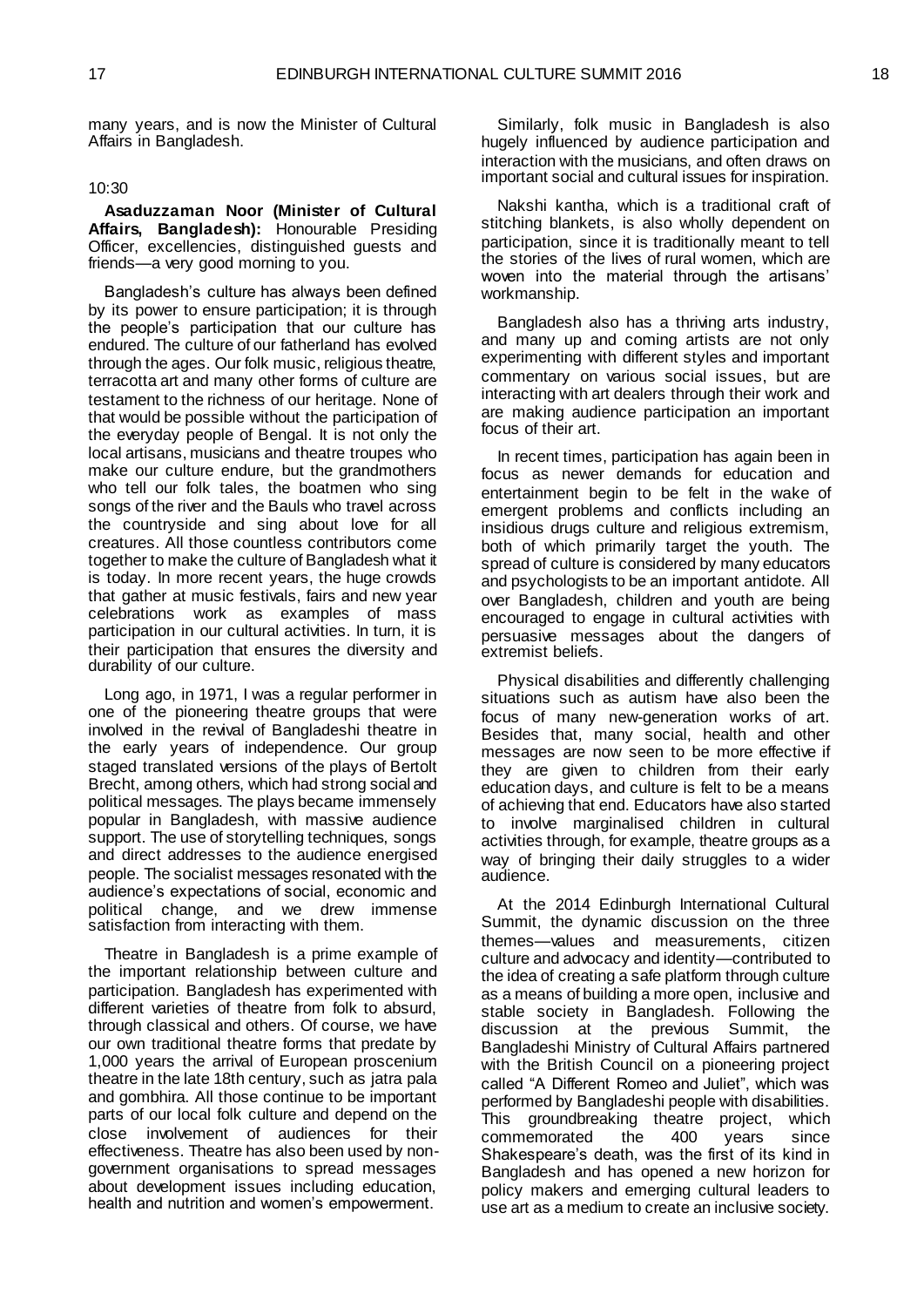many years, and is now the Minister of Cultural Affairs in Bangladesh.

10:30

**Asaduzzaman Noor (Minister of Cultural Affairs, Bangladesh):** Honourable Presiding Officer, excellencies, distinguished guests and friends—a very good morning to you.

Bangladesh's culture has always been defined by its power to ensure participation; it is through the people's participation that our culture has endured. The culture of our fatherland has evolved through the ages. Our folk music, religious theatre, terracotta art and many other forms of culture are testament to the richness of our heritage. None of that would be possible without the participation of the everyday people of Bengal. It is not only the local artisans, musicians and theatre troupes who make our culture endure, but the grandmothers who tell our folk tales, the boatmen who sing songs of the river and the Bauls who travel across the countryside and sing about love for all creatures. All those countless contributors come together to make the culture of Bangladesh what it is today. In more recent years, the huge crowds that gather at music festivals, fairs and new year celebrations work as examples of mass participation in our cultural activities. In turn, it is their participation that ensures the diversity and durability of our culture.

Long ago, in 1971, I was a regular performer in one of the pioneering theatre groups that were involved in the revival of Bangladeshi theatre in the early years of independence. Our group staged translated versions of the plays of Bertolt Brecht, among others, which had strong social and political messages. The plays became immensely popular in Bangladesh, with massive audience support. The use of storytelling techniques, songs and direct addresses to the audience energised people. The socialist messages resonated with the audience's expectations of social, economic and political change, and we drew immense satisfaction from interacting with them.

Theatre in Bangladesh is a prime example of the important relationship between culture and participation. Bangladesh has experimented with different varieties of theatre from folk to absurd, through classical and others. Of course, we have our own traditional theatre forms that predate by 1,000 years the arrival of European proscenium theatre in the late 18th century, such as jatra pala and gombhira. All those continue to be important parts of our local folk culture and depend on the close involvement of audiences for their effectiveness. Theatre has also been used by non-government organisations to spread messages about development issues including education, health and nutrition and women's empowerment.

Similarly, folk music in Bangladesh is also hugely influenced by audience participation and interaction with the musicians, and often draws on important social and cultural issues for inspiration.

Nakshi kantha, which is a traditional craft of stitching blankets, is also wholly dependent on participation, since it is traditionally meant to tell the stories of the lives of rural women, which are woven into the material through the artisans' workmanship.

Bangladesh also has a thriving arts industry, and many up and coming artists are not only experimenting with different styles and important commentary on various social issues, but are interacting with art dealers through their work and are making audience participation an important focus of their art.

In recent times, participation has again been in focus as newer demands for education and entertainment begin to be felt in the wake of emergent problems and conflicts including an insidious drugs culture and religious extremism, both of which primarily target the youth. The spread of culture is considered by many educators and psychologists to be an important antidote. All over Bangladesh, children and youth are being encouraged to engage in cultural activities with persuasive messages about the dangers of extremist beliefs.

Physical disabilities and differently challenging situations such as autism have also been the focus of many new-generation works of art. Besides that, many social, health and other messages are now seen to be more effective if they are given to children from their early education days, and culture is felt to be a means of achieving that end. Educators have also started to involve marginalised children in cultural activities through, for example, theatre groups as a way of bringing their daily struggles to a wider audience.

At the 2014 Edinburgh International Cultural Summit, the dynamic discussion on the three themes—values and measurements, citizen culture and advocacy and identity—contributed to the idea of creating a safe platform through culture as a means of building a more open, inclusive and stable society in Bangladesh. Following the discussion at the previous Summit, the Bangladeshi Ministry of Cultural Affairs partnered with the British Council on a pioneering project called "A Different Romeo and Juliet", which was performed by Bangladeshi people with disabilities. This groundbreaking theatre project, which commemorated the 400 years since Shakespeare's death, was the first of its kind in Bangladesh and has opened a new horizon for policy makers and emerging cultural leaders to use art as a medium to create an inclusive society.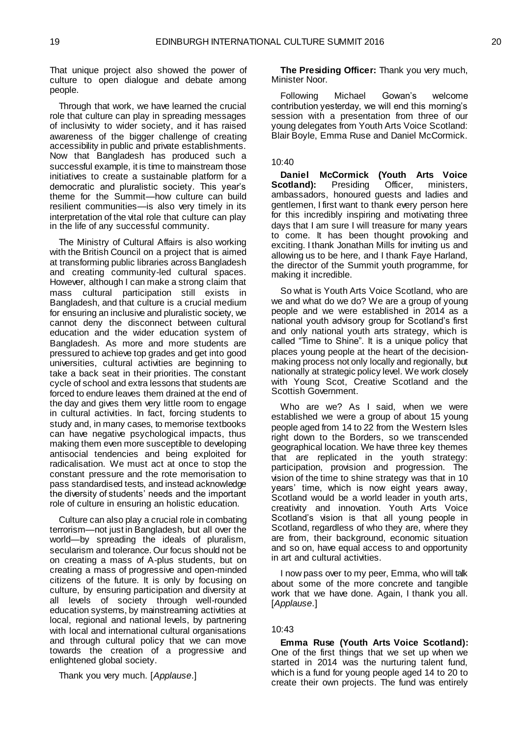That unique project also showed the power of culture to open dialogue and debate among people.

Through that work, we have learned the crucial role that culture can play in spreading messages of inclusivity to wider society, and it has raised awareness of the bigger challenge of creating accessibility in public and private establishments. Now that Bangladesh has produced such a successful example, it is time to mainstream those initiatives to create a sustainable platform for a democratic and pluralistic society. This year's theme for the Summit—how culture can build resilient communities—is also very timely in its interpretation of the vital role that culture can play in the life of any successful community.

The Ministry of Cultural Affairs is also working with the British Council on a project that is aimed at transforming public libraries across Bangladesh and creating community-led cultural spaces. However, although I can make a strong claim that mass cultural participation still exists in Bangladesh, and that culture is a crucial medium for ensuring an inclusive and pluralistic society, we cannot deny the disconnect between cultural education and the wider education system of Bangladesh. As more and more students are pressured to achieve top grades and get into good universities, cultural activities are beginning to take a back seat in their priorities. The constant cycle of school and extra lessons that students are forced to endure leaves them drained at the end of the day and gives them very little room to engage in cultural activities. In fact, forcing students to study and, in many cases, to memorise textbooks can have negative psychological impacts, thus making them even more susceptible to developing antisocial tendencies and being exploited for radicalisation. We must act at once to stop the constant pressure and the rote memorisation to pass standardised tests, and instead acknowledge the diversity of students' needs and the important role of culture in ensuring an holistic education.

Culture can also play a crucial role in combating terrorism—not just in Bangladesh, but all over the world—by spreading the ideals of pluralism, secularism and tolerance. Our focus should not be on creating a mass of A-plus students, but on creating a mass of progressive and open-minded citizens of the future. It is only by focusing on culture, by ensuring participation and diversity at all levels of society through well-rounded education systems, by mainstreaming activities at local, regional and national levels, by partnering with local and international cultural organisations and through cultural policy that we can move towards the creation of a progressive and enlightened global society.

Thank you very much. [*Applause*.]

**The Presiding Officer:** Thank you very much, Minister Noor.

Following Michael Gowan's welcome contribution yesterday, we will end this morning's session with a presentation from three of our young delegates from Youth Arts Voice Scotland: Blair Boyle, Emma Ruse and Daniel McCormick.

10:40

**Daniel McCormick (Youth Arts Voice Scotland):** Presiding Officer, ministers, ambassadors, honoured guests and ladies and gentlemen, I first want to thank every person here for this incredibly inspiring and motivating three days that I am sure I will treasure for many years to come. It has been thought provoking and exciting. I thank Jonathan Mills for inviting us and allowing us to be here, and I thank Faye Harland, the director of the Summit youth programme, for making it incredible.

So what is Youth Arts Voice Scotland, who are we and what do we do? We are a group of young people and we were established in 2014 as a national youth advisory group for Scotland's first and only national youth arts strategy, which is called "Time to Shine". It is a unique policy that places young people at the heart of the decision-making process not only locally and regionally, but nationally at strategic policy level. We work closely with Young Scot, Creative Scotland and the Scottish Government.

Who are we? As I said, when we were established we were a group of about 15 young people aged from 14 to 22 from the Western Isles right down to the Borders, so we transcended geographical location. We have three key themes that are replicated in the youth strategy: participation, provision and progression. The vision of the time to shine strategy was that in 10 years' time, which is now eight years away, Scotland would be a world leader in youth arts, creativity and innovation. Youth Arts Voice Scotland's vision is that all young people in Scotland, regardless of who they are, where they are from, their background, economic situation and so on, have equal access to and opportunity in art and cultural activities.

I now pass over to my peer, Emma, who will talk about some of the more concrete and tangible work that we have done. Again, I thank you all. [*Applause*.]

10:43

**Emma Ruse (Youth Arts Voice Scotland):** One of the first things that we set up when we started in 2014 was the nurturing talent fund, which is a fund for young people aged 14 to 20 to create their own projects. The fund was entirely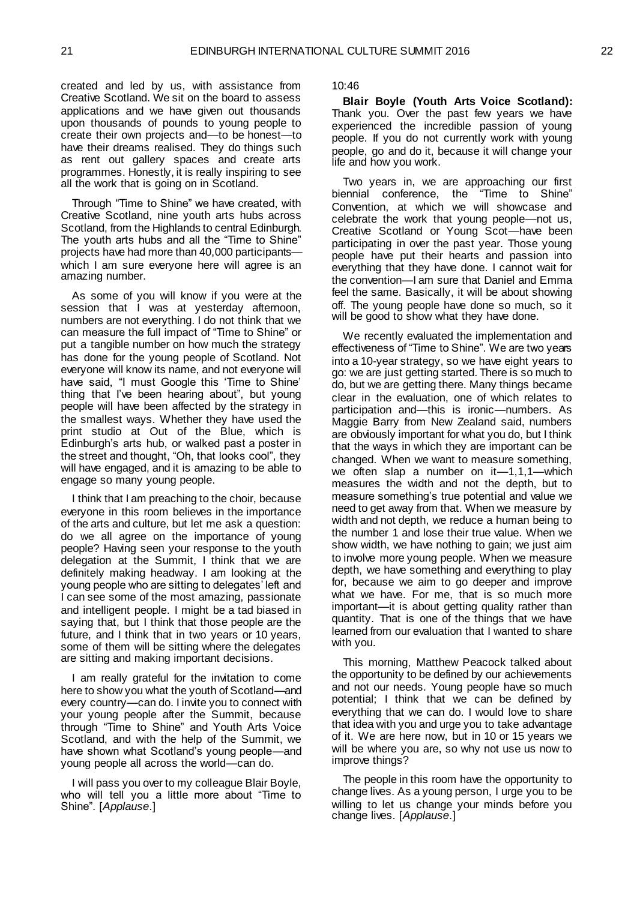created and led by us, with assistance from Creative Scotland. We sit on the board to assess applications and we have given out thousands upon thousands of pounds to young people to create their own projects and—to be honest—to have their dreams realised. They do things such as rent out gallery spaces and create arts programmes. Honestly, it is really inspiring to see all the work that is going on in Scotland.

Through "Time to Shine" we have created, with Creative Scotland, nine youth arts hubs across Scotland, from the Highlands to central Edinburgh. The youth arts hubs and all the "Time to Shine" projects have had more than 40,000 participants—which I am sure everyone here will agree is an amazing number.

As some of you will know if you were at the session that I was at yesterday afternoon, numbers are not everything. I do not think that we can measure the full impact of "Time to Shine" or put a tangible number on how much the strategy has done for the young people of Scotland. Not everyone will know its name, and not everyone will have said, "I must Google this 'Time to Shine' thing that I've been hearing about", but young people will have been affected by the strategy in the smallest ways. Whether they have used the print studio at Out of the Blue, which is Edinburgh's arts hub, or walked past a poster in the street and thought, "Oh, that looks cool", they will have engaged, and it is amazing to be able to engage so many young people.

I think that I am preaching to the choir, because everyone in this room believes in the importance of the arts and culture, but let me ask a question: do we all agree on the importance of young people? Having seen your response to the youth delegation at the Summit, I think that we are definitely making headway. I am looking at the young people who are sitting to delegates' left and I can see some of the most amazing, passionate and intelligent people. I might be a tad biased in saying that, but I think that those people are the future, and I think that in two years or 10 years, some of them will be sitting where the delegates are sitting and making important decisions.

I am really grateful for the invitation to come here to show you what the youth of Scotland—and every country—can do. I invite you to connect with your young people after the Summit, because through "Time to Shine" and Youth Arts Voice Scotland, and with the help of the Summit, we have shown what Scotland's young people—and young people all across the world—can do.

I will pass you over to my colleague Blair Boyle, who will tell you a little more about "Time to Shine". [*Applause*.]

10:46

**Blair Boyle (Youth Arts Voice Scotland):** Thank you. Over the past few years we have experienced the incredible passion of young people. If you do not currently work with young people, go and do it, because it will change your life and how you work.

Two years in, we are approaching our first biennial conference, the "Time to Shine" Convention, at which we will showcase and celebrate the work that young people—not us, Creative Scotland or Young Scot—have been participating in over the past year. Those young people have put their hearts and passion into everything that they have done. I cannot wait for the convention—I am sure that Daniel and Emma feel the same. Basically, it will be about showing off. The young people have done so much, so it will be good to show what they have done.

We recently evaluated the implementation and effectiveness of "Time to Shine". We are two years into a 10-year strategy, so we have eight years to go: we are just getting started. There is so much to do, but we are getting there. Many things became clear in the evaluation, one of which relates to participation and—this is ironic—numbers. As Maggie Barry from New Zealand said, numbers are obviously important for what you do, but I think that the ways in which they are important can be changed. When we want to measure something, we often slap a number on it—1,1,1—which measures the width and not the depth, but to measure something's true potential and value we need to get away from that. When we measure by width and not depth, we reduce a human being to the number 1 and lose their true value. When we show width, we have nothing to gain; we just aim to involve more young people. When we measure depth, we have something and everything to play for, because we aim to go deeper and improve what we have. For me, that is so much more important—it is about getting quality rather than quantity. That is one of the things that we have learned from our evaluation that I wanted to share with you.

This morning, Matthew Peacock talked about the opportunity to be defined by our achievements and not our needs. Young people have so much potential; I think that we can be defined by everything that we can do. I would love to share that idea with you and urge you to take advantage of it. We are here now, but in 10 or 15 years we will be where you are, so why not use us now to improve things?

The people in this room have the opportunity to change lives. As a young person, I urge you to be willing to let us change your minds before you change lives. [*Applause*.]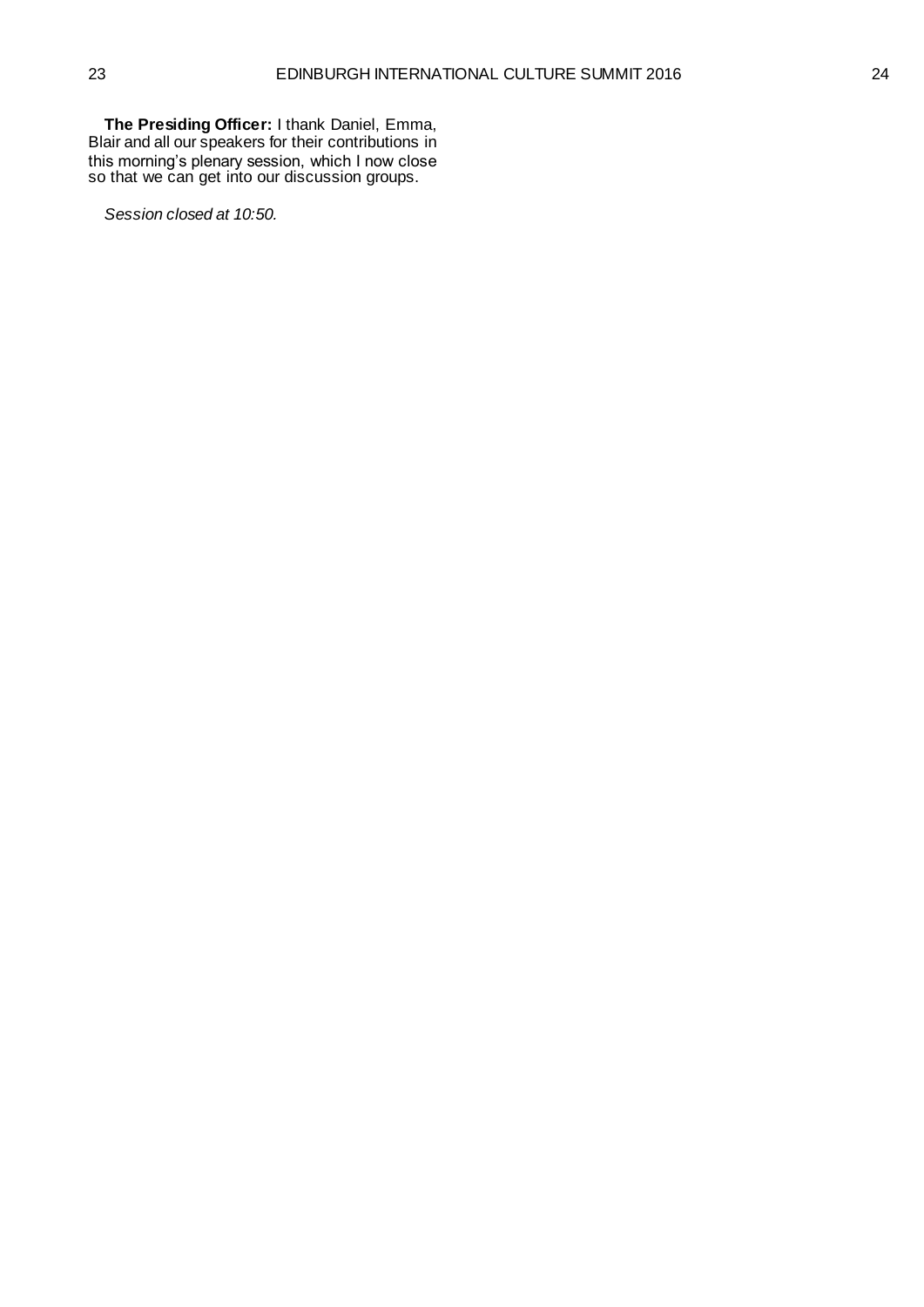**The Presiding Officer:** I thank Daniel, Emma, Blair and all our speakers for their contributions in this morning's plenary session, which I now close so that we can get into our discussion groups.

*Session closed at 10:50.*